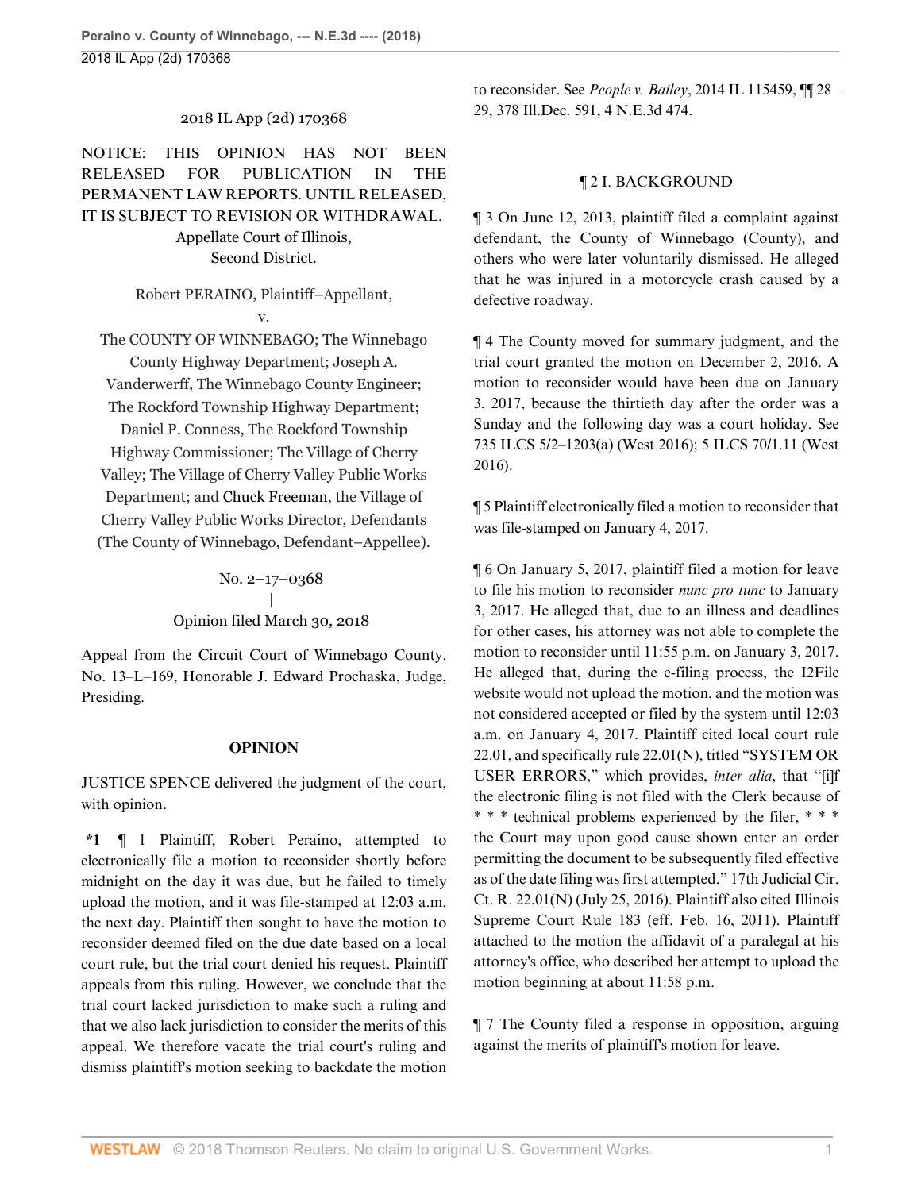2018 IL App (2d) 170368

NOTICE: THIS OPINION HAS NOT BEEN RELEASED FOR PUBLICATION IN THE PERMANENT LAW REPORTS. UNTIL RELEASED, IT IS SUBJECT TO REVISION OR WITHDRAWAL.

Appellate Court of Illinois,
Second District.

Robert PERAINO, Plaintiff–Appellant,
v.
The COUNTY OF WINNEBAGO; The Winnebago County Highway Department; Joseph A. Vanderwerff, The Winnebago County Engineer; The Rockford Township Highway Department; Daniel P. Conness, The Rockford Township Highway Commissioner; The Village of Cherry Valley; The Village of Cherry Valley Public Works Department; and Chuck Freeman, the Village of Cherry Valley Public Works Director, Defendants (The County of Winnebago, Defendant–Appellee).

No. 2–17–0368
|
Opinion filed March 30, 2018

Appeal from the Circuit Court of Winnebago County. No. 13–L–169, Honorable J. Edward Prochaska, Judge, Presiding.

## OPINION

JUSTICE SPENCE delivered the judgment of the court, with opinion.

**\*1** ¶ 1 Plaintiff, Robert Peraino, attempted to electronically file a motion to reconsider shortly before midnight on the day it was due, but he failed to timely upload the motion, and it was file-stamped at 12:03 a.m. the next day. Plaintiff then sought to have the motion to reconsider deemed filed on the due date based on a local court rule, but the trial court denied his request. Plaintiff appeals from this ruling. However, we conclude that the trial court lacked jurisdiction to make such a ruling and that we also lack jurisdiction to consider the merits of this appeal. We therefore vacate the trial court's ruling and dismiss plaintiff's motion seeking to backdate the motion to reconsider. See *People v. Bailey*, 2014 IL 115459, ¶¶ 28–29, 378 Ill.Dec. 591, 4 N.E.3d 474.

### ¶ 2 I. BACKGROUND

¶ 3 On June 12, 2013, plaintiff filed a complaint against defendant, the County of Winnebago (County), and others who were later voluntarily dismissed. He alleged that he was injured in a motorcycle crash caused by a defective roadway.

¶ 4 The County moved for summary judgment, and the trial court granted the motion on December 2, 2016. A motion to reconsider would have been due on January 3, 2017, because the thirtieth day after the order was a Sunday and the following day was a court holiday. See 735 ILCS 5/2–1203(a) (West 2016); 5 ILCS 70/1.11 (West 2016).

¶ 5 Plaintiff electronically filed a motion to reconsider that was file-stamped on January 4, 2017.

¶ 6 On January 5, 2017, plaintiff filed a motion for leave to file his motion to reconsider *nunc pro tunc* to January 3, 2017. He alleged that, due to an illness and deadlines for other cases, his attorney was not able to complete the motion to reconsider until 11:55 p.m. on January 3, 2017. He alleged that, during the e-filing process, the I2File website would not upload the motion, and the motion was not considered accepted or filed by the system until 12:03 a.m. on January 4, 2017. Plaintiff cited local court rule 22.01, and specifically rule 22.01(N), titled "SYSTEM OR USER ERRORS," which provides, *inter alia*, that "[i]f the electronic filing is not filed with the Clerk because of * * * technical problems experienced by the filer, * * * the Court may upon good cause shown enter an order permitting the document to be subsequently filed effective as of the date filing was first attempted." 17th Judicial Cir. Ct. R. 22.01(N) (July 25, 2016). Plaintiff also cited Illinois Supreme Court Rule 183 (eff. Feb. 16, 2011). Plaintiff attached to the motion the affidavit of a paralegal at his attorney's office, who described her attempt to upload the motion beginning at about 11:58 p.m.

¶ 7 The County filed a response in opposition, arguing against the merits of plaintiff's motion for leave.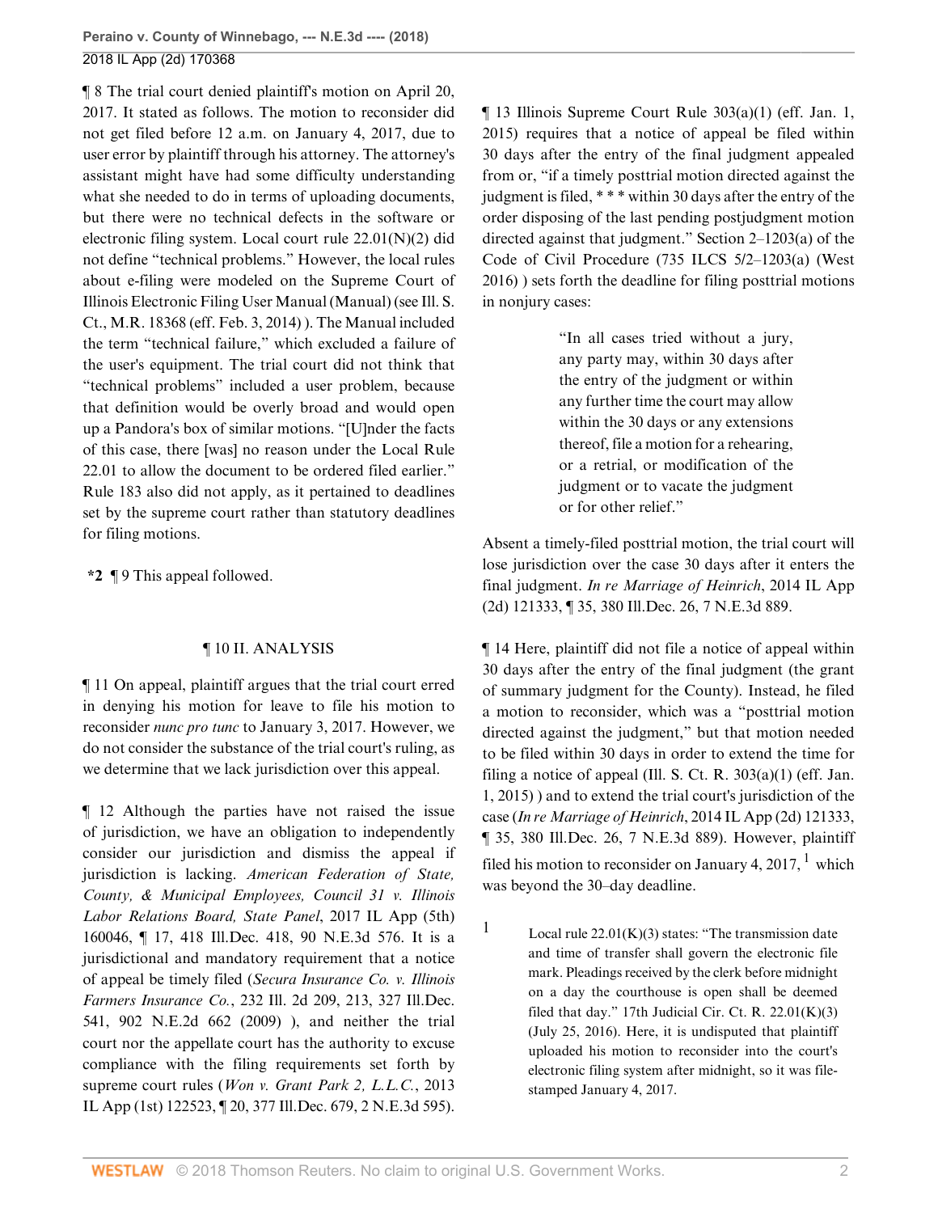¶ 8 The trial court denied plaintiff's motion on April 20, 2017. It stated as follows. The motion to reconsider did not get filed before 12 a.m. on January 4, 2017, due to user error by plaintiff through his attorney. The attorney's assistant might have had some difficulty understanding what she needed to do in terms of uploading documents, but there were no technical defects in the software or electronic filing system. Local court rule 22.01(N)(2) did not define "technical problems." However, the local rules about e-filing were modeled on the Supreme Court of Illinois Electronic Filing User Manual (Manual) (see Ill. S. Ct., M.R. 18368 (eff. Feb. 3, 2014) ). The Manual included the term "technical failure," which excluded a failure of the user's equipment. The trial court did not think that "technical problems" included a user problem, because that definition would be overly broad and would open up a Pandora's box of similar motions. "[U]nder the facts of this case, there [was] no reason under the Local Rule 22.01 to allow the document to be ordered filed earlier." Rule 183 also did not apply, as it pertained to deadlines set by the supreme court rather than statutory deadlines for filing motions.

**\*2** ¶ 9 This appeal followed.

## ¶ 10 II. ANALYSIS

¶ 11 On appeal, plaintiff argues that the trial court erred in denying his motion for leave to file his motion to reconsider *nunc pro tunc* to January 3, 2017. However, we do not consider the substance of the trial court's ruling, as we determine that we lack jurisdiction over this appeal.

¶ 12 Although the parties have not raised the issue of jurisdiction, we have an obligation to independently consider our jurisdiction and dismiss the appeal if jurisdiction is lacking. *American Federation of State, County, & Municipal Employees, Council 31 v. Illinois Labor Relations Board, State Panel*, 2017 IL App (5th) 160046, ¶ 17, 418 Ill.Dec. 418, 90 N.E.3d 576. It is a jurisdictional and mandatory requirement that a notice of appeal be timely filed (*Secura Insurance Co. v. Illinois Farmers Insurance Co.*, 232 Ill. 2d 209, 213, 327 Ill.Dec. 541, 902 N.E.2d 662 (2009) ), and neither the trial court nor the appellate court has the authority to excuse compliance with the filing requirements set forth by supreme court rules (*Won v. Grant Park 2, L.L.C.*, 2013 IL App (1st) 122523, ¶ 20, 377 Ill.Dec. 679, 2 N.E.3d 595).

¶ 13 Illinois Supreme Court Rule 303(a)(1) (eff. Jan. 1, 2015) requires that a notice of appeal be filed within 30 days after the entry of the final judgment appealed from or, "if a timely posttrial motion directed against the judgment is filed, * * * within 30 days after the entry of the order disposing of the last pending postjudgment motion directed against that judgment." Section 2–1203(a) of the Code of Civil Procedure (735 ILCS 5/2–1203(a) (West 2016) ) sets forth the deadline for filing posttrial motions in nonjury cases:

> "In all cases tried without a jury, any party may, within 30 days after the entry of the judgment or within any further time the court may allow within the 30 days or any extensions thereof, file a motion for a rehearing, or a retrial, or modification of the judgment or to vacate the judgment or for other relief."

Absent a timely-filed posttrial motion, the trial court will lose jurisdiction over the case 30 days after it enters the final judgment. *In re Marriage of Heinrich*, 2014 IL App (2d) 121333, ¶ 35, 380 Ill.Dec. 26, 7 N.E.3d 889.

¶ 14 Here, plaintiff did not file a notice of appeal within 30 days after the entry of the final judgment (the grant of summary judgment for the County). Instead, he filed a motion to reconsider, which was a "posttrial motion directed against the judgment," but that motion needed to be filed within 30 days in order to extend the time for filing a notice of appeal (Ill. S. Ct. R. 303(a)(1) (eff. Jan. 1, 2015) ) and to extend the trial court's jurisdiction of the case (*In re Marriage of Heinrich*, 2014 IL App (2d) 121333, ¶ 35, 380 Ill.Dec. 26, 7 N.E.3d 889). However, plaintiff filed his motion to reconsider on January 4, 2017, [1] which was beyond the 30–day deadline.

[1] Local rule 22.01(K)(3) states: "The transmission date and time of transfer shall govern the electronic file mark. Pleadings received by the clerk before midnight on a day the courthouse is open shall be deemed filed that day." 17th Judicial Cir. Ct. R. 22.01(K)(3) (July 25, 2016). Here, it is undisputed that plaintiff uploaded his motion to reconsider into the court's electronic filing system after midnight, so it was file-stamped January 4, 2017.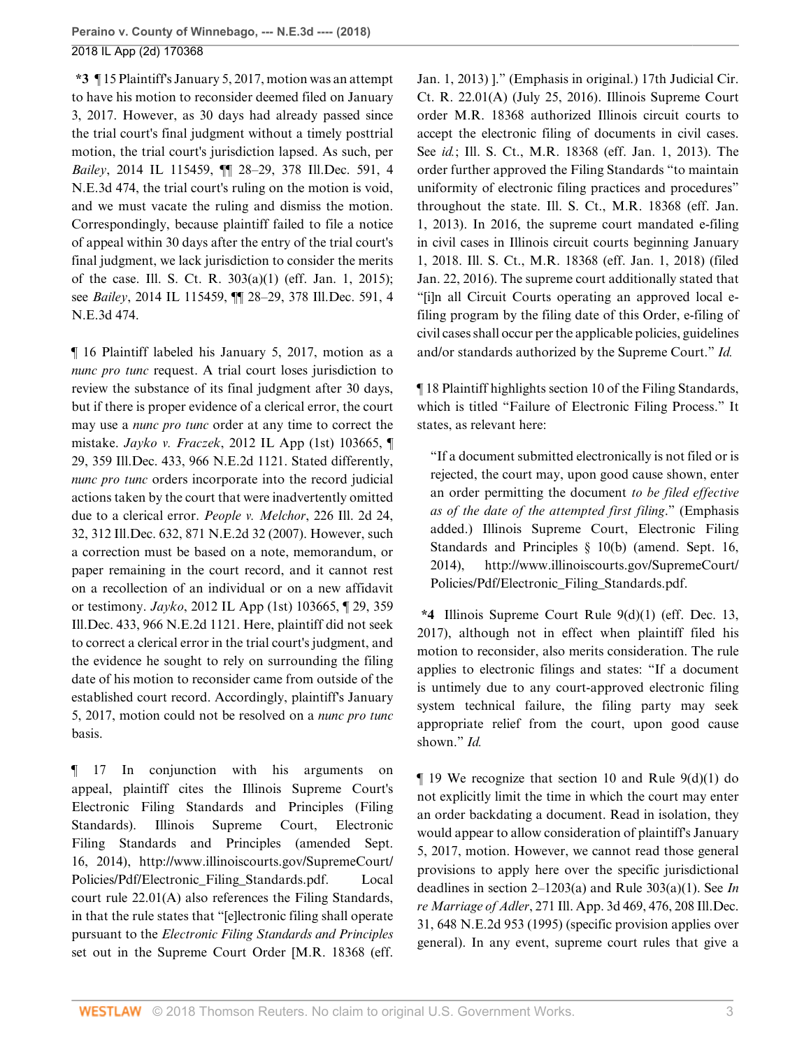**\*3** ¶ 15 Plaintiff's January 5, 2017, motion was an attempt to have his motion to reconsider deemed filed on January 3, 2017. However, as 30 days had already passed since the trial court's final judgment without a timely posttrial motion, the trial court's jurisdiction lapsed. As such, per *Bailey*, 2014 IL 115459, ¶¶ 28–29, 378 Ill.Dec. 591, 4 N.E.3d 474, the trial court's ruling on the motion is void, and we must vacate the ruling and dismiss the motion. Correspondingly, because plaintiff failed to file a notice of appeal within 30 days after the entry of the trial court's final judgment, we lack jurisdiction to consider the merits of the case. Ill. S. Ct. R. 303(a)(1) (eff. Jan. 1, 2015); see *Bailey*, 2014 IL 115459, ¶¶ 28–29, 378 Ill.Dec. 591, 4 N.E.3d 474.

¶ 16 Plaintiff labeled his January 5, 2017, motion as a *nunc pro tunc* request. A trial court loses jurisdiction to review the substance of its final judgment after 30 days, but if there is proper evidence of a clerical error, the court may use a *nunc pro tunc* order at any time to correct the mistake. *Jayko v. Fraczek*, 2012 IL App (1st) 103665, ¶ 29, 359 Ill.Dec. 433, 966 N.E.2d 1121. Stated differently, *nunc pro tunc* orders incorporate into the record judicial actions taken by the court that were inadvertently omitted due to a clerical error. *People v. Melchor*, 226 Ill. 2d 24, 32, 312 Ill.Dec. 632, 871 N.E.2d 32 (2007). However, such a correction must be based on a note, memorandum, or paper remaining in the court record, and it cannot rest on a recollection of an individual or on a new affidavit or testimony. *Jayko*, 2012 IL App (1st) 103665, ¶ 29, 359 Ill.Dec. 433, 966 N.E.2d 1121. Here, plaintiff did not seek to correct a clerical error in the trial court's judgment, and the evidence he sought to rely on surrounding the filing date of his motion to reconsider came from outside of the established court record. Accordingly, plaintiff's January 5, 2017, motion could not be resolved on a *nunc pro tunc* basis.

¶ 17 In conjunction with his arguments on appeal, plaintiff cites the Illinois Supreme Court's Electronic Filing Standards and Principles (Filing Standards). Illinois Supreme Court, Electronic Filing Standards and Principles (amended Sept. 16, 2014), http://www.illinoiscourts.gov/SupremeCourt/Policies/Pdf/Electronic_Filing_Standards.pdf. Local court rule 22.01(A) also references the Filing Standards, in that the rule states that "[e]lectronic filing shall operate pursuant to the *Electronic Filing Standards and Principles* set out in the Supreme Court Order [M.R. 18368 (eff. Jan. 1, 2013) ]." (Emphasis in original.) 17th Judicial Cir. Ct. R. 22.01(A) (July 25, 2016). Illinois Supreme Court order M.R. 18368 authorized Illinois circuit courts to accept the electronic filing of documents in civil cases. See *id.*; Ill. S. Ct., M.R. 18368 (eff. Jan. 1, 2013). The order further approved the Filing Standards "to maintain uniformity of electronic filing practices and procedures" throughout the state. Ill. S. Ct., M.R. 18368 (eff. Jan. 1, 2013). In 2016, the supreme court mandated e-filing in civil cases in Illinois circuit courts beginning January 1, 2018. Ill. S. Ct., M.R. 18368 (eff. Jan. 1, 2018) (filed Jan. 22, 2016). The supreme court additionally stated that "[i]n all Circuit Courts operating an approved local e-filing program by the filing date of this Order, e-filing of civil cases shall occur per the applicable policies, guidelines and/or standards authorized by the Supreme Court." *Id.*

¶ 18 Plaintiff highlights section 10 of the Filing Standards, which is titled "Failure of Electronic Filing Process." It states, as relevant here:

> "If a document submitted electronically is not filed or is rejected, the court may, upon good cause shown, enter an order permitting the document *to be filed effective as of the date of the attempted first filing*." (Emphasis added.) Illinois Supreme Court, Electronic Filing Standards and Principles § 10(b) (amend. Sept. 16, 2014), http://www.illinoiscourts.gov/SupremeCourt/Policies/Pdf/Electronic_Filing_Standards.pdf.

**\*4** Illinois Supreme Court Rule 9(d)(1) (eff. Dec. 13, 2017), although not in effect when plaintiff filed his motion to reconsider, also merits consideration. The rule applies to electronic filings and states: "If a document is untimely due to any court-approved electronic filing system technical failure, the filing party may seek appropriate relief from the court, upon good cause shown." *Id.*

¶ 19 We recognize that section 10 and Rule 9(d)(1) do not explicitly limit the time in which the court may enter an order backdating a document. Read in isolation, they would appear to allow consideration of plaintiff's January 5, 2017, motion. However, we cannot read those general provisions to apply here over the specific jurisdictional deadlines in section 2–1203(a) and Rule 303(a)(1). See *In re Marriage of Adler*, 271 Ill. App. 3d 469, 476, 208 Ill.Dec. 31, 648 N.E.2d 953 (1995) (specific provision applies over general). In any event, supreme court rules that give a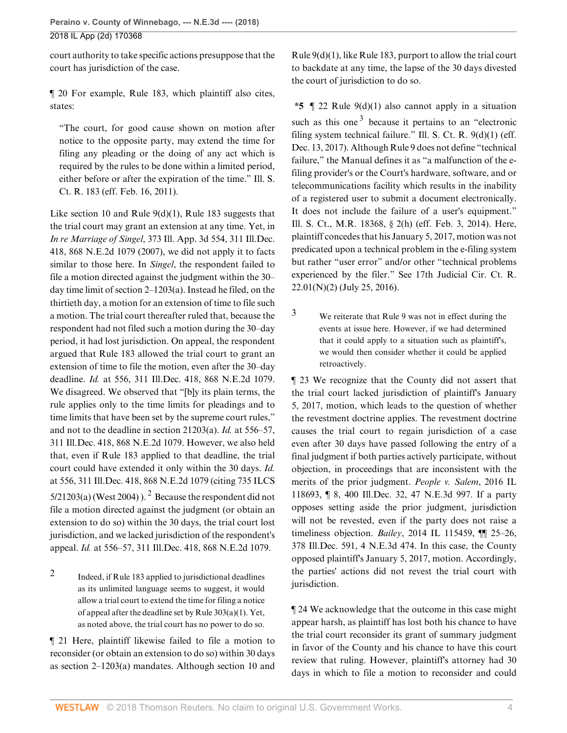court authority to take specific actions presuppose that the court has jurisdiction of the case.

¶ 20 For example, Rule 183, which plaintiff also cites, states:

> "The court, for good cause shown on motion after notice to the opposite party, may extend the time for filing any pleading or the doing of any act which is required by the rules to be done within a limited period, either before or after the expiration of the time." Ill. S. Ct. R. 183 (eff. Feb. 16, 2011).

Like section 10 and Rule 9(d)(1), Rule 183 suggests that the trial court may grant an extension at any time. Yet, in *In re Marriage of Singel*, 373 Ill. App. 3d 554, 311 Ill.Dec. 418, 868 N.E.2d 1079 (2007), we did not apply it to facts similar to those here. In *Singel*, the respondent failed to file a motion directed against the judgment within the 30–day time limit of section 2–1203(a). Instead he filed, on the thirtieth day, a motion for an extension of time to file such a motion. The trial court thereafter ruled that, because the respondent had not filed such a motion during the 30–day period, it had lost jurisdiction. On appeal, the respondent argued that Rule 183 allowed the trial court to grant an extension of time to file the motion, even after the 30–day deadline. *Id.* at 556, 311 Ill.Dec. 418, 868 N.E.2d 1079. We disagreed. We observed that "[b]y its plain terms, the rule applies only to the time limits for pleadings and to time limits that have been set by the supreme court rules," and not to the deadline in section 21203(a). *Id.* at 556–57, 311 Ill.Dec. 418, 868 N.E.2d 1079. However, we also held that, even if Rule 183 applied to that deadline, the trial court could have extended it only within the 30 days. *Id.* at 556, 311 Ill.Dec. 418, 868 N.E.2d 1079 (citing 735 ILCS 5/21203(a) (West 2004) ).[2] Because the respondent did not file a motion directed against the judgment (or obtain an extension to do so) within the 30 days, the trial court lost jurisdiction, and we lacked jurisdiction of the respondent's appeal. *Id.* at 556–57, 311 Ill.Dec. 418, 868 N.E.2d 1079.

2 Indeed, if Rule 183 applied to jurisdictional deadlines as its unlimited language seems to suggest, it would allow a trial court to extend the time for filing a notice of appeal after the deadline set by Rule 303(a)(1). Yet, as noted above, the trial court has no power to do so.

¶ 21 Here, plaintiff likewise failed to file a motion to reconsider (or obtain an extension to do so) within 30 days as section 2–1203(a) mandates. Although section 10 and Rule 9(d)(1), like Rule 183, purport to allow the trial court to backdate at any time, the lapse of the 30 days divested the court of jurisdiction to do so.

**\*5** ¶ 22 Rule 9(d)(1) also cannot apply in a situation such as this one[3] because it pertains to an "electronic filing system technical failure." Ill. S. Ct. R. 9(d)(1) (eff. Dec. 13, 2017). Although Rule 9 does not define "technical failure," the Manual defines it as "a malfunction of the e-filing provider's or the Court's hardware, software, and or telecommunications facility which results in the inability of a registered user to submit a document electronically. It does not include the failure of a user's equipment." Ill. S. Ct., M.R. 18368, § 2(h) (eff. Feb. 3, 2014). Here, plaintiff concedes that his January 5, 2017, motion was not predicated upon a technical problem in the e-filing system but rather "user error" and/or other "technical problems experienced by the filer." See 17th Judicial Cir. Ct. R. 22.01(N)(2) (July 25, 2016).

3 We reiterate that Rule 9 was not in effect during the events at issue here. However, if we had determined that it could apply to a situation such as plaintiff's, we would then consider whether it could be applied retroactively.

¶ 23 We recognize that the County did not assert that the trial court lacked jurisdiction of plaintiff's January 5, 2017, motion, which leads to the question of whether the revestment doctrine applies. The revestment doctrine causes the trial court to regain jurisdiction of a case even after 30 days have passed following the entry of a final judgment if both parties actively participate, without objection, in proceedings that are inconsistent with the merits of the prior judgment. *People v. Salem*, 2016 IL 118693, ¶ 8, 400 Ill.Dec. 32, 47 N.E.3d 997. If a party opposes setting aside the prior judgment, jurisdiction will not be revested, even if the party does not raise a timeliness objection. *Bailey*, 2014 IL 115459, ¶¶ 25–26, 378 Ill.Dec. 591, 4 N.E.3d 474. In this case, the County opposed plaintiff's January 5, 2017, motion. Accordingly, the parties' actions did not revest the trial court with jurisdiction.

¶ 24 We acknowledge that the outcome in this case might appear harsh, as plaintiff has lost both his chance to have the trial court reconsider its grant of summary judgment in favor of the County and his chance to have this court review that ruling. However, plaintiff's attorney had 30 days in which to file a motion to reconsider and could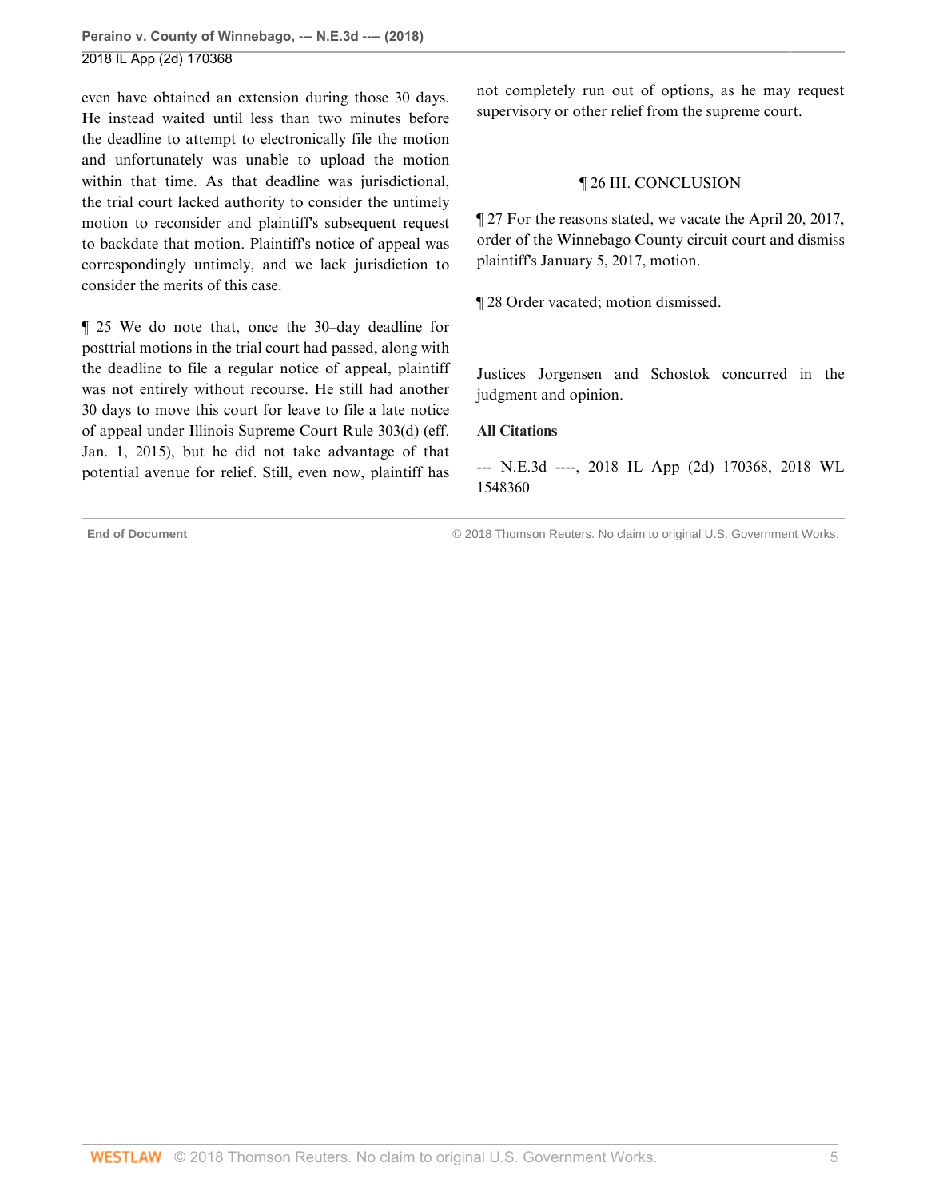even have obtained an extension during those 30 days. He instead waited until less than two minutes before the deadline to attempt to electronically file the motion and unfortunately was unable to upload the motion within that time. As that deadline was jurisdictional, the trial court lacked authority to consider the untimely motion to reconsider and plaintiff's subsequent request to backdate that motion. Plaintiff's notice of appeal was correspondingly untimely, and we lack jurisdiction to consider the merits of this case.

¶ 25 We do note that, once the 30–day deadline for posttrial motions in the trial court had passed, along with the deadline to file a regular notice of appeal, plaintiff was not entirely without recourse. He still had another 30 days to move this court for leave to file a late notice of appeal under Illinois Supreme Court Rule 303(d) (eff. Jan. 1, 2015), but he did not take advantage of that potential avenue for relief. Still, even now, plaintiff has not completely run out of options, as he may request supervisory or other relief from the supreme court.

## ¶ 26 III. CONCLUSION

¶ 27 For the reasons stated, we vacate the April 20, 2017, order of the Winnebago County circuit court and dismiss plaintiff's January 5, 2017, motion.

¶ 28 Order vacated; motion dismissed.

Justices Jorgensen and Schostok concurred in the judgment and opinion.

**All Citations**

--- N.E.3d ----, 2018 IL App (2d) 170368, 2018 WL 1548360

**End of Document** © 2018 Thomson Reuters. No claim to original U.S. Government Works.